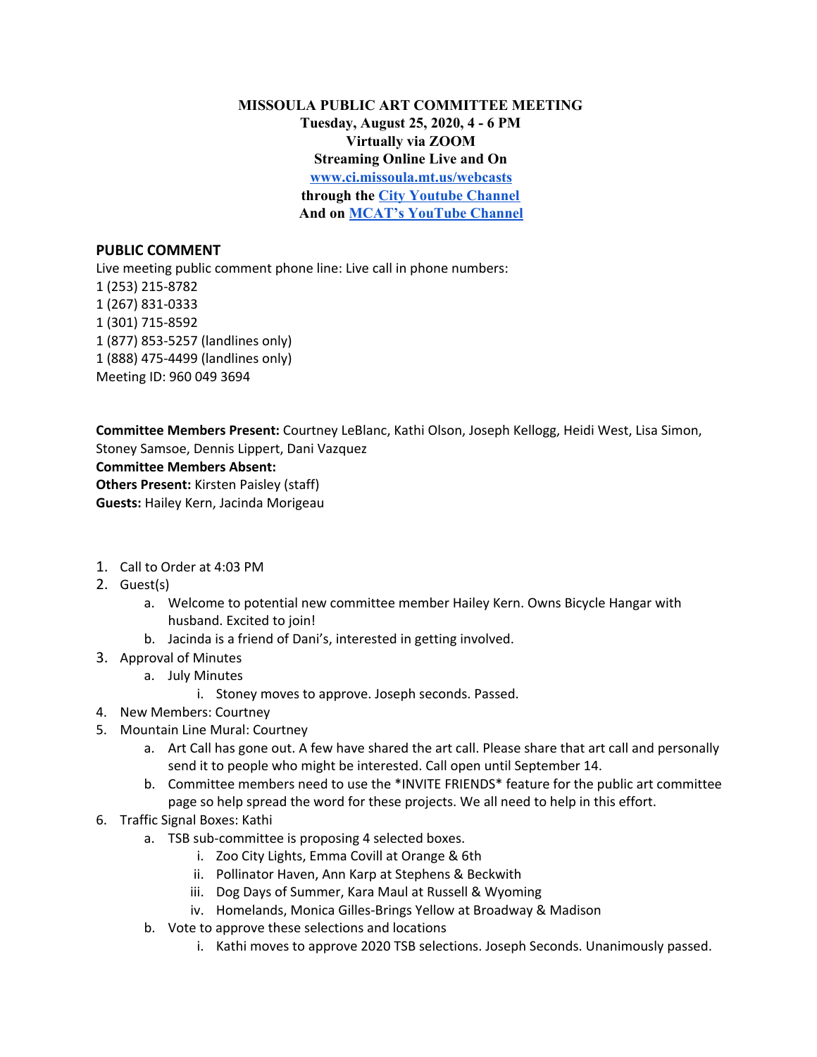**MISSOULA PUBLIC ART COMMITTEE MEETING**
**Tuesday, August 25, 2020, 4 - 6 PM**
**Virtually via ZOOM**
**Streaming Online Live and On**
**www.ci.missoula.mt.us/webcasts**
**through the City Youtube Channel**
**And on MCAT's YouTube Channel**

## PUBLIC COMMENT

Live meeting public comment phone line: Live call in phone numbers:
1 (253) 215-8782
1 (267) 831-0333
1 (301) 715-8592
1 (877) 853-5257 (landlines only)
1 (888) 475-4499 (landlines only)
Meeting ID: 960 049 3694

**Committee Members Present:** Courtney LeBlanc, Kathi Olson, Joseph Kellogg, Heidi West, Lisa Simon, Stoney Samsoe, Dennis Lippert, Dani Vazquez
**Committee Members Absent:**
**Others Present:** Kirsten Paisley (staff)
**Guests:** Hailey Kern, Jacinda Morigeau

1. Call to Order at 4:03 PM
2. Guest(s)
   a. Welcome to potential new committee member Hailey Kern. Owns Bicycle Hangar with husband. Excited to join!
   b. Jacinda is a friend of Dani's, interested in getting involved.
3. Approval of Minutes
   a. July Minutes
      i. Stoney moves to approve. Joseph seconds. Passed.
4. New Members: Courtney
5. Mountain Line Mural: Courtney
   a. Art Call has gone out. A few have shared the art call. Please share that art call and personally send it to people who might be interested. Call open until September 14.
   b. Committee members need to use the *INVITE FRIENDS* feature for the public art committee page so help spread the word for these projects. We all need to help in this effort.
6. Traffic Signal Boxes: Kathi
   a. TSB sub-committee is proposing 4 selected boxes.
      i. Zoo City Lights, Emma Covill at Orange & 6th
      ii. Pollinator Haven, Ann Karp at Stephens & Beckwith
      iii. Dog Days of Summer, Kara Maul at Russell & Wyoming
      iv. Homelands, Monica Gilles-Brings Yellow at Broadway & Madison
   b. Vote to approve these selections and locations
      i. Kathi moves to approve 2020 TSB selections. Joseph Seconds. Unanimously passed.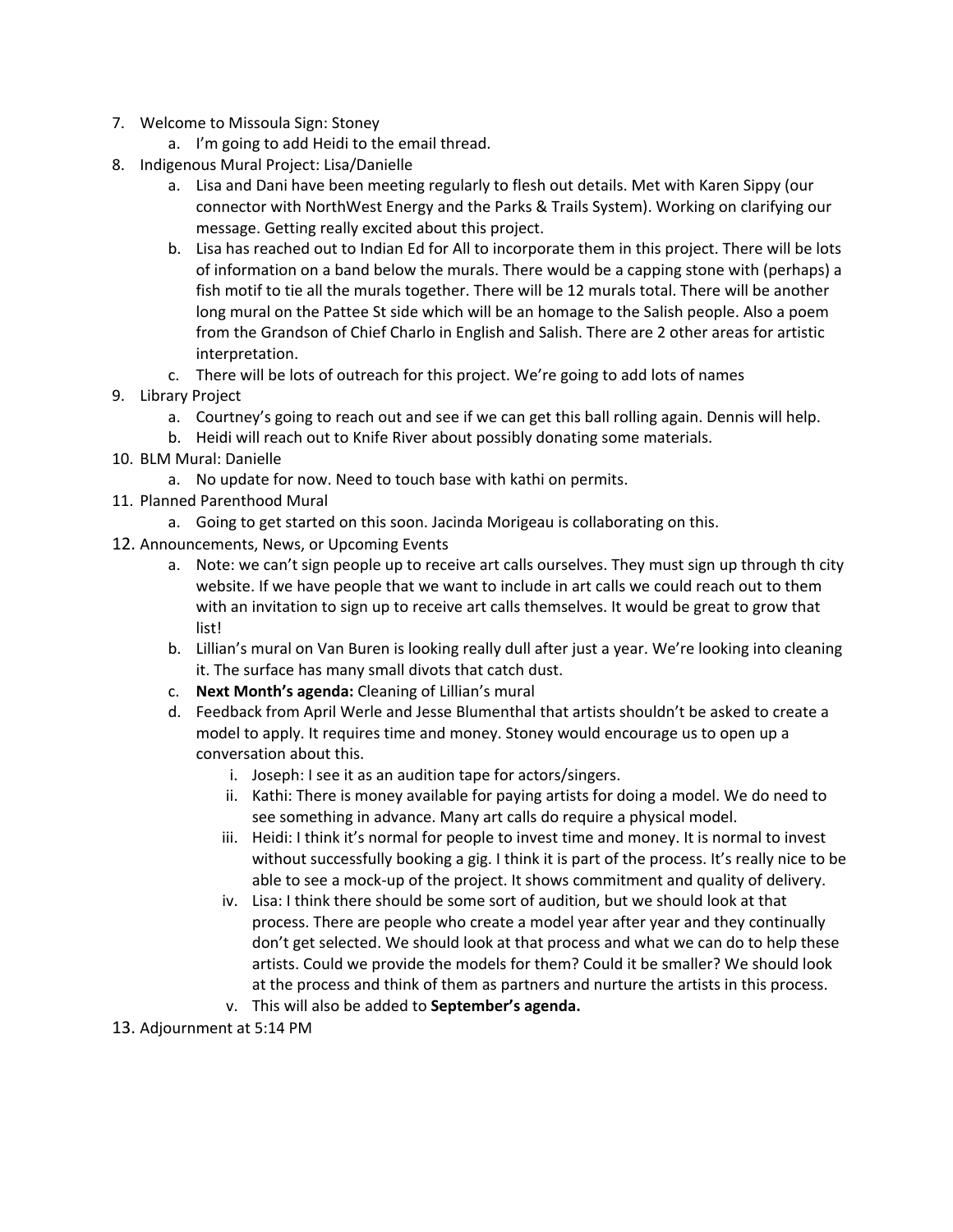7. Welcome to Missoula Sign: Stoney
    a. I'm going to add Heidi to the email thread.
8. Indigenous Mural Project: Lisa/Danielle
    a. Lisa and Dani have been meeting regularly to flesh out details. Met with Karen Sippy (our connector with NorthWest Energy and the Parks & Trails System). Working on clarifying our message. Getting really excited about this project.
    b. Lisa has reached out to Indian Ed for All to incorporate them in this project. There will be lots of information on a band below the murals. There would be a capping stone with (perhaps) a fish motif to tie all the murals together. There will be 12 murals total. There will be another long mural on the Pattee St side which will be an homage to the Salish people. Also a poem from the Grandson of Chief Charlo in English and Salish. There are 2 other areas for artistic interpretation.
    c. There will be lots of outreach for this project. We're going to add lots of names
9. Library Project
    a. Courtney's going to reach out and see if we can get this ball rolling again. Dennis will help.
    b. Heidi will reach out to Knife River about possibly donating some materials.
10. BLM Mural: Danielle
    a. No update for now. Need to touch base with kathi on permits.
11. Planned Parenthood Mural
    a. Going to get started on this soon. Jacinda Morigeau is collaborating on this.
12. Announcements, News, or Upcoming Events
    a. Note: we can't sign people up to receive art calls ourselves. They must sign up through th city website. If we have people that we want to include in art calls we could reach out to them with an invitation to sign up to receive art calls themselves. It would be great to grow that list!
    b. Lillian's mural on Van Buren is looking really dull after just a year. We're looking into cleaning it. The surface has many small divots that catch dust.
    c. **Next Month's agenda:** Cleaning of Lillian's mural
    d. Feedback from April Werle and Jesse Blumenthal that artists shouldn't be asked to create a model to apply. It requires time and money. Stoney would encourage us to open up a conversation about this.
        i. Joseph: I see it as an audition tape for actors/singers.
        ii. Kathi: There is money available for paying artists for doing a model. We do need to see something in advance. Many art calls do require a physical model.
        iii. Heidi: I think it's normal for people to invest time and money. It is normal to invest without successfully booking a gig. I think it is part of the process. It's really nice to be able to see a mock-up of the project. It shows commitment and quality of delivery.
        iv. Lisa: I think there should be some sort of audition, but we should look at that process. There are people who create a model year after year and they continually don't get selected. We should look at that process and what we can do to help these artists. Could we provide the models for them? Could it be smaller? We should look at the process and think of them as partners and nurture the artists in this process.
        v. This will also be added to **September's agenda.**
13. Adjournment at 5:14 PM